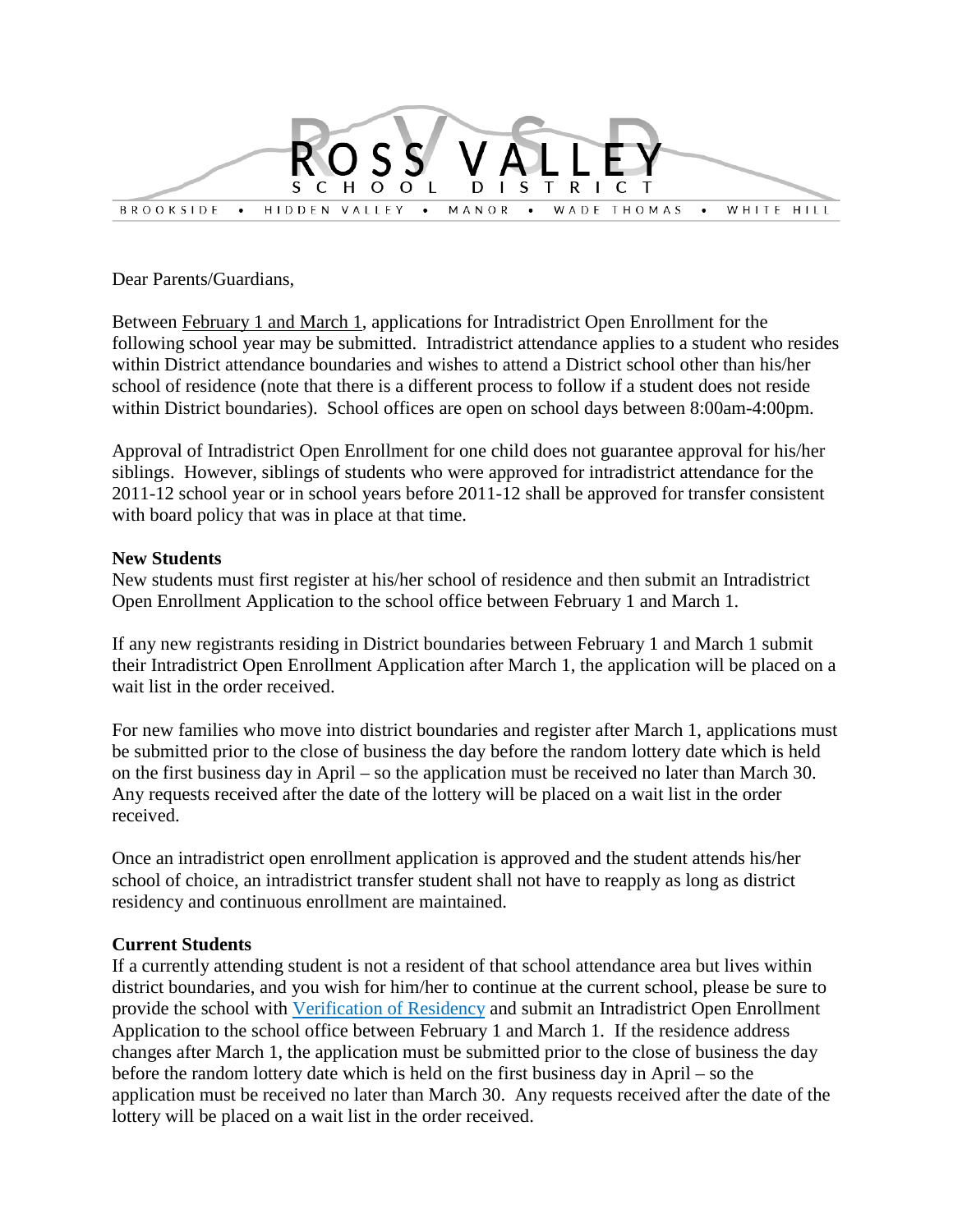# ROSS VALLEY SCHOOL DISTRICT

BROOKSIDE • HIDDEN VALLEY • MANOR • WADE THOMAS • WHITE HILL

Dear Parents/Guardians,

Between February 1 and March 1, applications for Intradistrict Open Enrollment for the following school year may be submitted. Intradistrict attendance applies to a student who resides within District attendance boundaries and wishes to attend a District school other than his/her school of residence (note that there is a different process to follow if a student does not reside within District boundaries). School offices are open on school days between 8:00am-4:00pm.

Approval of Intradistrict Open Enrollment for one child does not guarantee approval for his/her siblings. However, siblings of students who were approved for intradistrict attendance for the 2011-12 school year or in school years before 2011-12 shall be approved for transfer consistent with board policy that was in place at that time.

**New Students**

New students must first register at his/her school of residence and then submit an Intradistrict Open Enrollment Application to the school office between February 1 and March 1.

If any new registrants residing in District boundaries between February 1 and March 1 submit their Intradistrict Open Enrollment Application after March 1, the application will be placed on a wait list in the order received.

For new families who move into district boundaries and register after March 1, applications must be submitted prior to the close of business the day before the random lottery date which is held on the first business day in April – so the application must be received no later than March 30. Any requests received after the date of the lottery will be placed on a wait list in the order received.

Once an intradistrict open enrollment application is approved and the student attends his/her school of choice, an intradistrict transfer student shall not have to reapply as long as district residency and continuous enrollment are maintained.

**Current Students**

If a currently attending student is not a resident of that school attendance area but lives within district boundaries, and you wish for him/her to continue at the current school, please be sure to provide the school with Verification of Residency and submit an Intradistrict Open Enrollment Application to the school office between February 1 and March 1. If the residence address changes after March 1, the application must be submitted prior to the close of business the day before the random lottery date which is held on the first business day in April – so the application must be received no later than March 30. Any requests received after the date of the lottery will be placed on a wait list in the order received.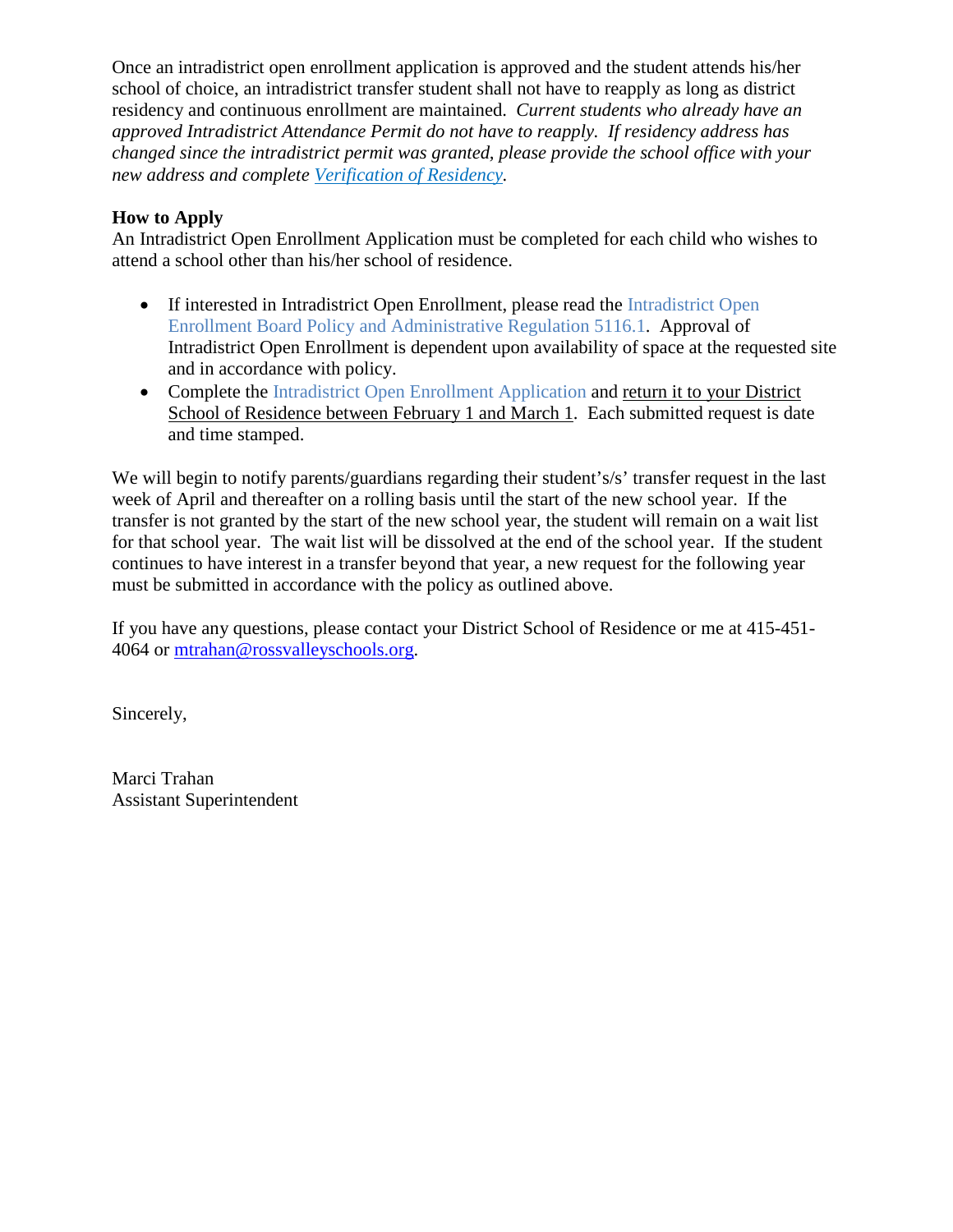Once an intradistrict open enrollment application is approved and the student attends his/her school of choice, an intradistrict transfer student shall not have to reapply as long as district residency and continuous enrollment are maintained. *Current students who already have an approved Intradistrict Attendance Permit do not have to reapply. If residency address has changed since the intradistrict permit was granted, please provide the school office with your new address and complete Verification of Residency.*

**How to Apply**

An Intradistrict Open Enrollment Application must be completed for each child who wishes to attend a school other than his/her school of residence.

- If interested in Intradistrict Open Enrollment, please read the Intradistrict Open Enrollment Board Policy and Administrative Regulation 5116.1. Approval of Intradistrict Open Enrollment is dependent upon availability of space at the requested site and in accordance with policy.
- Complete the Intradistrict Open Enrollment Application and return it to your District School of Residence between February 1 and March 1. Each submitted request is date and time stamped.

We will begin to notify parents/guardians regarding their student's/s' transfer request in the last week of April and thereafter on a rolling basis until the start of the new school year. If the transfer is not granted by the start of the new school year, the student will remain on a wait list for that school year. The wait list will be dissolved at the end of the school year. If the student continues to have interest in a transfer beyond that year, a new request for the following year must be submitted in accordance with the policy as outlined above.

If you have any questions, please contact your District School of Residence or me at 415-451-4064 or mtrahan@rossvalleyschools.org.

Sincerely,

Marci Trahan
Assistant Superintendent